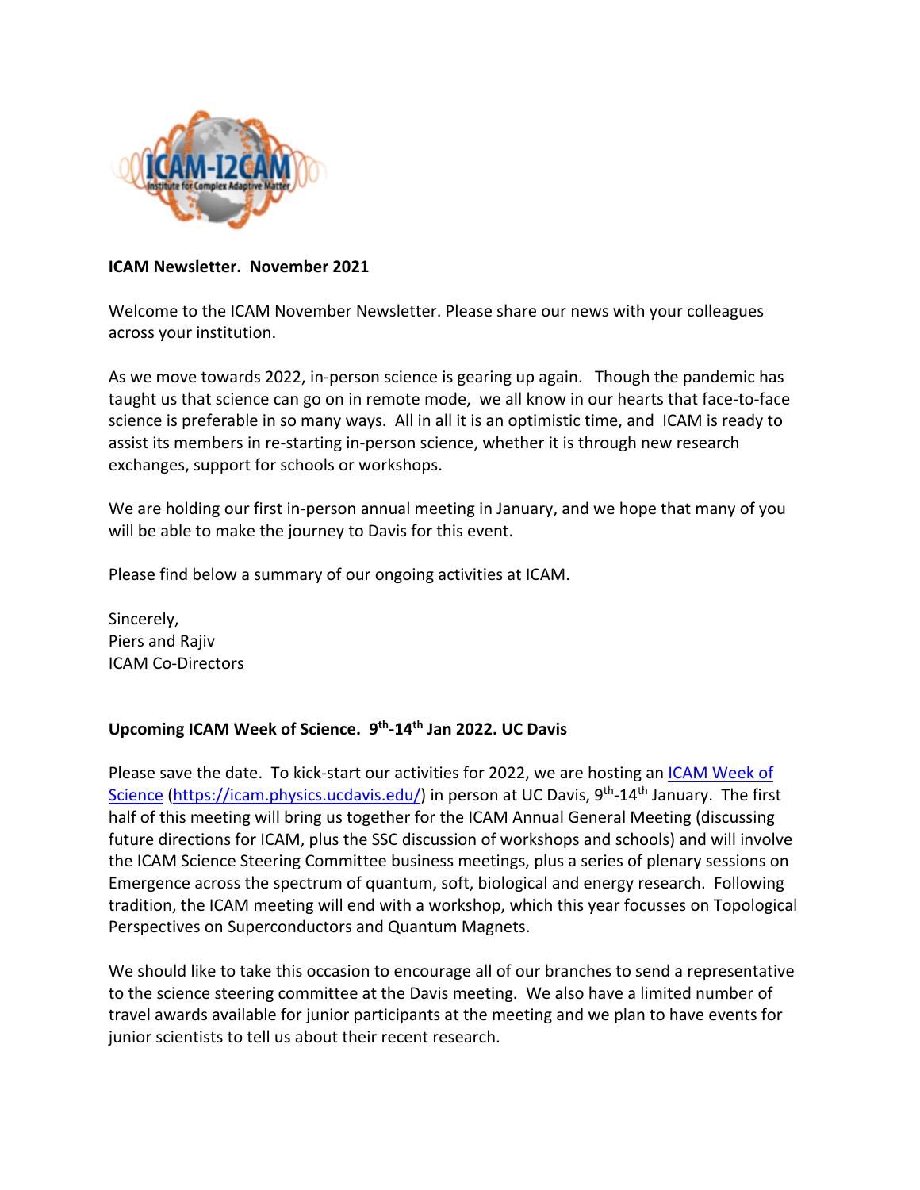**ICAM Newsletter. November 2021**

Welcome to the ICAM November Newsletter. Please share our news with your colleagues across your institution.

As we move towards 2022, in-person science is gearing up again. Though the pandemic has taught us that science can go on in remote mode, we all know in our hearts that face-to-face science is preferable in so many ways. All in all it is an optimistic time, and ICAM is ready to assist its members in re-starting in-person science, whether it is through new research exchanges, support for schools or workshops.

We are holding our first in-person annual meeting in January, and we hope that many of you will be able to make the journey to Davis for this event.

Please find below a summary of our ongoing activities at ICAM.

Sincerely,
Piers and Rajiv
ICAM Co-Directors

**Upcoming ICAM Week of Science. 9th-14th Jan 2022. UC Davis**

Please save the date. To kick-start our activities for 2022, we are hosting an [ICAM Week of Science](https://icam.physics.ucdavis.edu/) (https://icam.physics.ucdavis.edu/) in person at UC Davis, 9th-14th January. The first half of this meeting will bring us together for the ICAM Annual General Meeting (discussing future directions for ICAM, plus the SSC discussion of workshops and schools) and will involve the ICAM Science Steering Committee business meetings, plus a series of plenary sessions on Emergence across the spectrum of quantum, soft, biological and energy research. Following tradition, the ICAM meeting will end with a workshop, which this year focusses on Topological Perspectives on Superconductors and Quantum Magnets.

We should like to take this occasion to encourage all of our branches to send a representative to the science steering committee at the Davis meeting. We also have a limited number of travel awards available for junior participants at the meeting and we plan to have events for junior scientists to tell us about their recent research.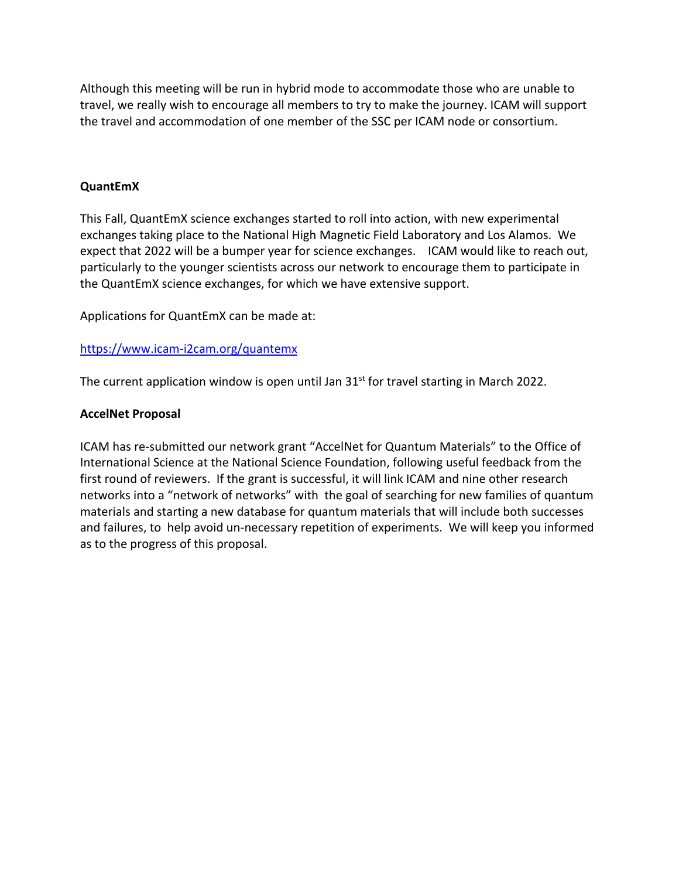Although this meeting will be run in hybrid mode to accommodate those who are unable to travel, we really wish to encourage all members to try to make the journey. ICAM will support the travel and accommodation of one member of the SSC per ICAM node or consortium.

**QuantEmX**

This Fall, QuantEmX science exchanges started to roll into action, with new experimental exchanges taking place to the National High Magnetic Field Laboratory and Los Alamos. We expect that 2022 will be a bumper year for science exchanges. ICAM would like to reach out, particularly to the younger scientists across our network to encourage them to participate in the QuantEmX science exchanges, for which we have extensive support.

Applications for QuantEmX can be made at:

[https://www.icam-i2cam.org/quantemx](https://www.icam-i2cam.org/quantemx)

The current application window is open until Jan 31st for travel starting in March 2022.

**AccelNet Proposal**

ICAM has re-submitted our network grant "AccelNet for Quantum Materials" to the Office of International Science at the National Science Foundation, following useful feedback from the first round of reviewers. If the grant is successful, it will link ICAM and nine other research networks into a "network of networks" with the goal of searching for new families of quantum materials and starting a new database for quantum materials that will include both successes and failures, to help avoid un-necessary repetition of experiments. We will keep you informed as to the progress of this proposal.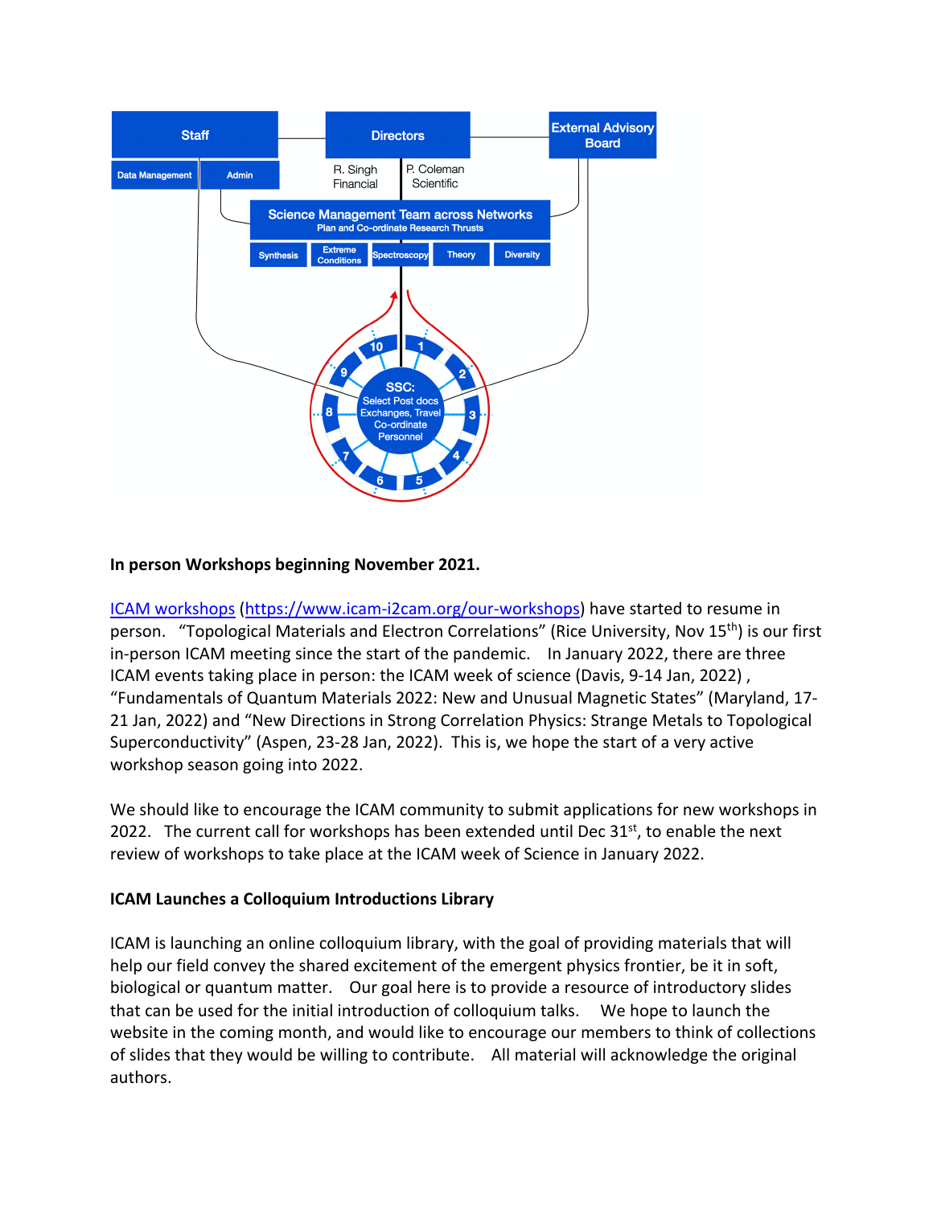Staff

Data Management

Admin

Directors

R. Singh
Financial

P. Coleman
Scientific

External Advisory Board

Science Management Team across Networks
Plan and Co-ordinate Research Thrusts

Synthesis

Extreme Conditions

Spectroscopy

Theory

Diversity

SSC:
Select Post docs
Exchanges, Travel
Co-ordinate
Personnel

1 2 3 4 5 6 7 8 9 10

**In person Workshops beginning November 2021.**

[ICAM workshops](https://www.icam-i2cam.org/our-workshops) (https://www.icam-i2cam.org/our-workshops) have started to resume in person. "Topological Materials and Electron Correlations" (Rice University, Nov 15th) is our first in-person ICAM meeting since the start of the pandemic. In January 2022, there are three ICAM events taking place in person: the ICAM week of science (Davis, 9-14 Jan, 2022) , "Fundamentals of Quantum Materials 2022: New and Unusual Magnetic States" (Maryland, 17-21 Jan, 2022) and "New Directions in Strong Correlation Physics: Strange Metals to Topological Superconductivity" (Aspen, 23-28 Jan, 2022). This is, we hope the start of a very active workshop season going into 2022.

We should like to encourage the ICAM community to submit applications for new workshops in 2022. The current call for workshops has been extended until Dec 31st, to enable the next review of workshops to take place at the ICAM week of Science in January 2022.

**ICAM Launches a Colloquium Introductions Library**

ICAM is launching an online colloquium library, with the goal of providing materials that will help our field convey the shared excitement of the emergent physics frontier, be it in soft, biological or quantum matter. Our goal here is to provide a resource of introductory slides that can be used for the initial introduction of colloquium talks. We hope to launch the website in the coming month, and would like to encourage our members to think of collections of slides that they would be willing to contribute. All material will acknowledge the original authors.